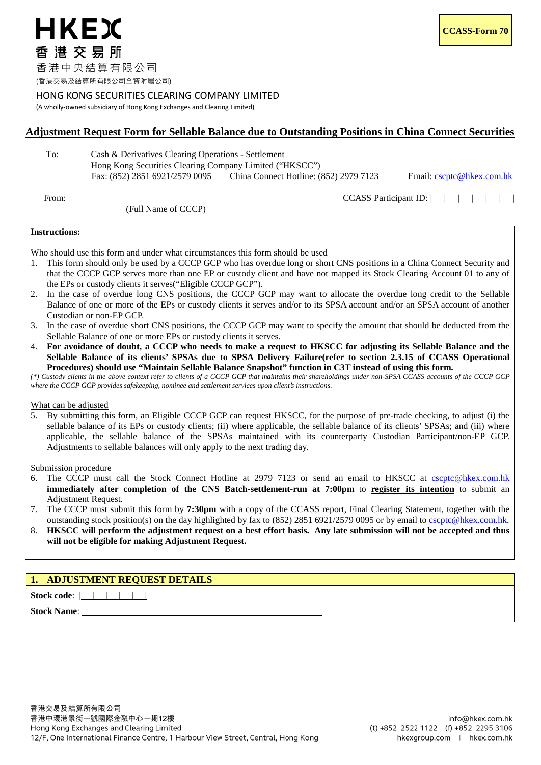**CCASS-Form 70**

HKEX
香港交易所

香港中央結算有限公司
(香港交易及結算所有限公司全資附屬公司)

HONG KONG SECURITIES CLEARING COMPANY LIMITED
(A wholly-owned subsidiary of Hong Kong Exchanges and Clearing Limited)

# Adjustment Request Form for Sellable Balance due to Outstanding Positions in China Connect Securities

To: Cash & Derivatives Clearing Operations - Settlement
Hong Kong Securities Clearing Company Limited ("HKSCC")
Fax: (852) 2851 6921/2579 0095 China Connect Hotline: (852) 2979 7123 Email: cscptc@hkex.com.hk

From: ______________________________ CCASS Participant ID: |__|__|__|__|__|__|
(Full Name of CCCP)

**Instructions:**

Who should use this form and under what circumstances this form should be used

1. This form should only be used by a CCCP GCP who has overdue long or short CNS positions in a China Connect Security and that the CCCP GCP serves more than one EP or custody client and have not mapped its Stock Clearing Account 01 to any of the EPs or custody clients it served("Eligible CCCP GCP").
2. In the case of overdue long CNS positions, the CCCP GCP may want to allocate the overdue long credit to the Sellable Balance of one or more of the EPs or custody clients it serves and/or to its SPSA account and/or an SPSA account of another Custodian or non-EP GCP.
3. In the case of overdue short CNS positions, the CCCP GCP may want to specify the amount that should be deducted from the Sellable Balance of one or more EPs or custody clients it serves.
4. **For avoidance of doubt, a CCCP who needs to make a request to HKSCC for adjusting its Sellable Balance and the Sellable Balance of its clients' SPSAs due to SPSA Delivery Failure(refer to section 2.3.15 of CCASS Operational Procedures) should use "Maintain Sellable Balance Snapshot" function in C3T instead of using this form.**

*(\*) Custody clients in the above context refer to clients of a CCCP GCP that maintains their shareholdings under non-SPSA CCASS accounts of the CCCP GCP where the CCCP GCP provides safekeeping, nominee and settlement services upon client's instructions.*

What can be adjusted

5. By submitting this form, an Eligible CCCP GCP can request HKSCC, for the purpose of pre-trade checking, to adjust (i) the sellable balance of its EPs or custody clients; (ii) where applicable, the sellable balance of its clients' SPSAs; and (iii) where applicable, the sellable balance of the SPSAs maintained with its counterparty Custodian Participant/non-EP GCP. Adjustments to sellable balances will only apply to the next trading day.

Submission procedure

6. The CCCP must call the Stock Connect Hotline at 2979 7123 or send an email to HKSCC at cscptc@hkex.com.hk **immediately after completion of the CNS Batch-settlement-run at 7:00pm** to **register its intention** to submit an Adjustment Request.
7. The CCCP must submit this form by **7:30pm** with a copy of the CCASS report, Final Clearing Statement, together with the outstanding stock position(s) on the day highlighted by fax to (852) 2851 6921/2579 0095 or by email to cscptc@hkex.com.hk.
8. **HKSCC will perform the adjustment request on a best effort basis. Any late submission will not be accepted and thus will not be eligible for making Adjustment Request.**

## 1. ADJUSTMENT REQUEST DETAILS

**Stock code**: |__|__|__|__|__|

**Stock Name**: ______________________________

香港交易及結算所有限公司
香港中環港景街一號國際金融中心一期12樓
Hong Kong Exchanges and Clearing Limited
12/F, One International Finance Centre, 1 Harbour View Street, Central, Hong Kong

info@hkex.com.hk
(t) +852 2522 1122 (f) +852 2295 3106
hkexgroup.com | hkex.com.hk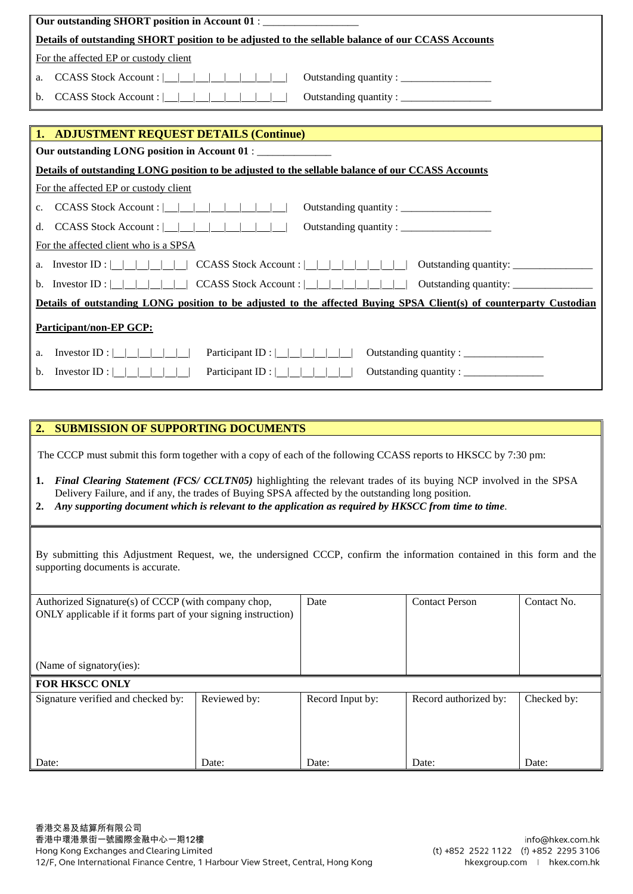**Our outstanding SHORT position in Account 01** : ___________________

**Details of outstanding SHORT position to be adjusted to the sellable balance of our CCASS Accounts**

For the affected EP or custody client

a. CCASS Stock Account : |__|__|__|__|__|__|__|__| Outstanding quantity : _________________

b. CCASS Stock Account : |__|__|__|__|__|__|__|__| Outstanding quantity : _________________

## 1. ADJUSTMENT REQUEST DETAILS (Continue)

**Our outstanding LONG position in Account 01** : ______________

**Details of outstanding LONG position to be adjusted to the sellable balance of our CCASS Accounts**

For the affected EP or custody client

c. CCASS Stock Account : |__|__|__|__|__|__|__|__| Outstanding quantity : _________________

d. CCASS Stock Account : |__|__|__|__|__|__|__|__| Outstanding quantity : _________________

For the affected client who is a SPSA

a. Investor ID : |__|__|__|__|__|__| CCASS Stock Account : |__|__|__|__|__|__|__|__| Outstanding quantity: _______________

b. Investor ID : |__|__|__|__|__|__| CCASS Stock Account : |__|__|__|__|__|__|__|__| Outstanding quantity: _______________

**Details of outstanding LONG position to be adjusted to the affected Buying SPSA Client(s) of counterparty Custodian Participant/non-EP GCP:**

a. Investor ID : |__|__|__|__|__|__| Participant ID : |__|__|__|__|__|__| Outstanding quantity : _______________

b. Investor ID : |__|__|__|__|__|__| Participant ID : |__|__|__|__|__|__| Outstanding quantity : _______________

## 2. SUBMISSION OF SUPPORTING DOCUMENTS

The CCCP must submit this form together with a copy of each of the following CCASS reports to HKSCC by 7:30 pm:

1. ***Final Clearing Statement (FCS/ CCLTN05)*** highlighting the relevant trades of its buying NCP involved in the SPSA Delivery Failure, and if any, the trades of Buying SPSA affected by the outstanding long position.
2. ***Any supporting document which is relevant to the application as required by HKSCC from time to time***.

By submitting this Adjustment Request, we, the undersigned CCCP, confirm the information contained in this form and the supporting documents is accurate.

| Authorized Signature(s) of CCCP (with company chop, ONLY applicable if it forms part of your signing instruction) | Date | Contact Person | Contact No. |
|---|---|---|---|
| (Name of signatory(ies): | | | |

**FOR HKSCC ONLY**

| Signature verified and checked by: | Reviewed by: | Record Input by: | Record authorized by: | Checked by: |
|---|---|---|---|---|
| Date: | Date: | Date: | Date: | Date: |

香港交易及結算所有限公司
香港中環港景街一號國際金融中心一期12樓
Hong Kong Exchanges and Clearing Limited
12/F, One International Finance Centre, 1 Harbour View Street, Central, Hong Kong

info@hkex.com.hk
(t) +852 2522 1122 (f) +852 2295 3106
hkexgroup.com | hkex.com.hk